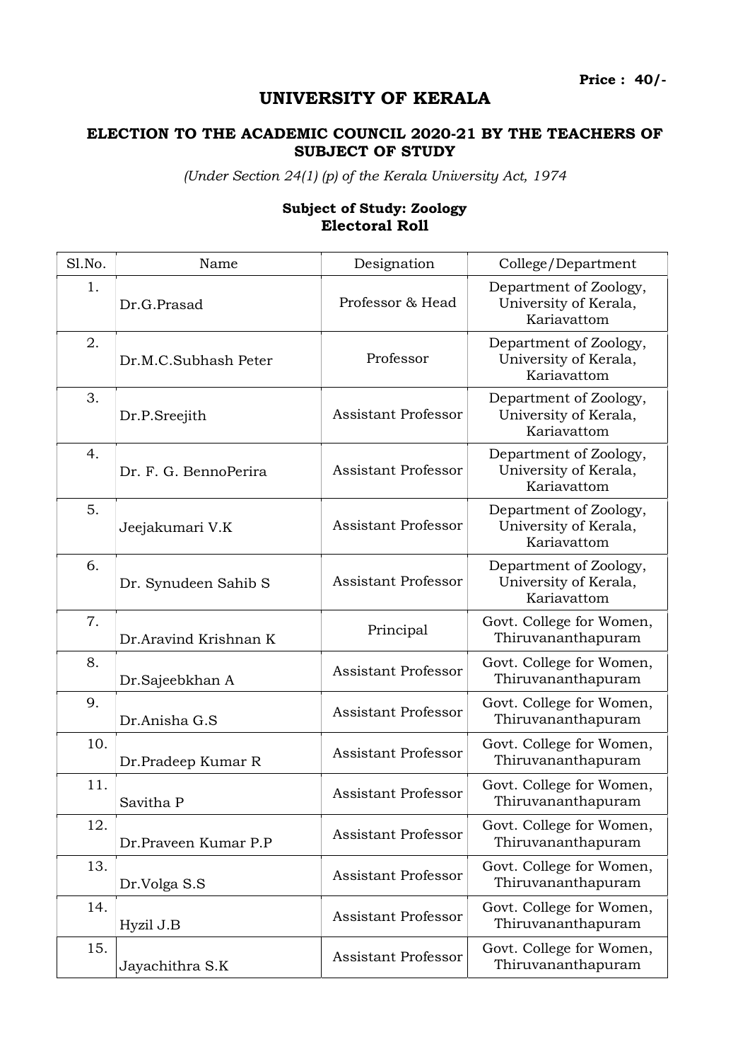**Price : 40/-**

# UNIVERSITY OF KERALA

## ELECTION TO THE ACADEMIC COUNCIL 2020-21 BY THE TEACHERS OF SUBJECT OF STUDY

*(Under Section 24(1) (p) of the Kerala University Act, 1974*

### Subject of Study: Zoology
### Electoral Roll

| Sl.No. | Name | Designation | College/Department |
|---|---|---|---|
| 1. | Dr.G.Prasad | Professor & Head | Department of Zoology, University of Kerala, Kariavattom |
| 2. | Dr.M.C.Subhash Peter | Professor | Department of Zoology, University of Kerala, Kariavattom |
| 3. | Dr.P.Sreejith | Assistant Professor | Department of Zoology, University of Kerala, Kariavattom |
| 4. | Dr. F. G. BennoPerira | Assistant Professor | Department of Zoology, University of Kerala, Kariavattom |
| 5. | Jeejakumari V.K | Assistant Professor | Department of Zoology, University of Kerala, Kariavattom |
| 6. | Dr. Synudeen Sahib S | Assistant Professor | Department of Zoology, University of Kerala, Kariavattom |
| 7. | Dr.Aravind Krishnan K | Principal | Govt. College for Women, Thiruvananthapuram |
| 8. | Dr.Sajeebkhan A | Assistant Professor | Govt. College for Women, Thiruvananthapuram |
| 9. | Dr.Anisha G.S | Assistant Professor | Govt. College for Women, Thiruvananthapuram |
| 10. | Dr.Pradeep Kumar R | Assistant Professor | Govt. College for Women, Thiruvananthapuram |
| 11. | Savitha P | Assistant Professor | Govt. College for Women, Thiruvananthapuram |
| 12. | Dr.Praveen Kumar P.P | Assistant Professor | Govt. College for Women, Thiruvananthapuram |
| 13. | Dr.Volga S.S | Assistant Professor | Govt. College for Women, Thiruvananthapuram |
| 14. | Hyzil J.B | Assistant Professor | Govt. College for Women, Thiruvananthapuram |
| 15. | Jayachithra S.K | Assistant Professor | Govt. College for Women, Thiruvananthapuram |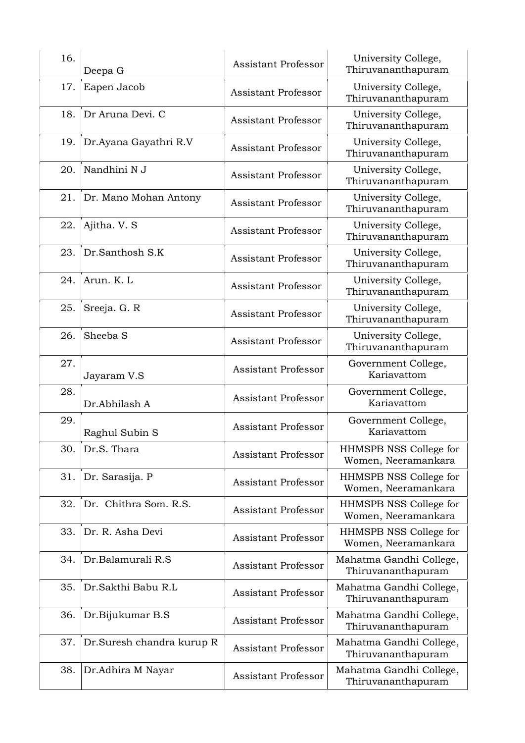| | | | |
|---|---|---|---|
| 16. | Deepa G | Assistant Professor | University College, Thiruvananthapuram |
| 17. | Eapen Jacob | Assistant Professor | University College, Thiruvananthapuram |
| 18. | Dr Aruna Devi. C | Assistant Professor | University College, Thiruvananthapuram |
| 19. | Dr.Ayana Gayathri R.V | Assistant Professor | University College, Thiruvananthapuram |
| 20. | Nandhini N J | Assistant Professor | University College, Thiruvananthapuram |
| 21. | Dr. Mano Mohan Antony | Assistant Professor | University College, Thiruvananthapuram |
| 22. | Ajitha. V. S | Assistant Professor | University College, Thiruvananthapuram |
| 23. | Dr.Santhosh S.K | Assistant Professor | University College, Thiruvananthapuram |
| 24. | Arun. K. L | Assistant Professor | University College, Thiruvananthapuram |
| 25. | Sreeja. G. R | Assistant Professor | University College, Thiruvananthapuram |
| 26. | Sheeba S | Assistant Professor | University College, Thiruvananthapuram |
| 27. | Jayaram V.S | Assistant Professor | Government College, Kariavattom |
| 28. | Dr.Abhilash A | Assistant Professor | Government College, Kariavattom |
| 29. | Raghul Subin S | Assistant Professor | Government College, Kariavattom |
| 30. | Dr.S. Thara | Assistant Professor | HHMSPB NSS College for Women, Neeramankara |
| 31. | Dr. Sarasija. P | Assistant Professor | HHMSPB NSS College for Women, Neeramankara |
| 32. | Dr. Chithra Som. R.S. | Assistant Professor | HHMSPB NSS College for Women, Neeramankara |
| 33. | Dr. R. Asha Devi | Assistant Professor | HHMSPB NSS College for Women, Neeramankara |
| 34. | Dr.Balamurali R.S | Assistant Professor | Mahatma Gandhi College, Thiruvananthapuram |
| 35. | Dr.Sakthi Babu R.L | Assistant Professor | Mahatma Gandhi College, Thiruvananthapuram |
| 36. | Dr.Bijukumar B.S | Assistant Professor | Mahatma Gandhi College, Thiruvananthapuram |
| 37. | Dr.Suresh chandra kurup R | Assistant Professor | Mahatma Gandhi College, Thiruvananthapuram |
| 38. | Dr.Adhira M Nayar | Assistant Professor | Mahatma Gandhi College, Thiruvananthapuram |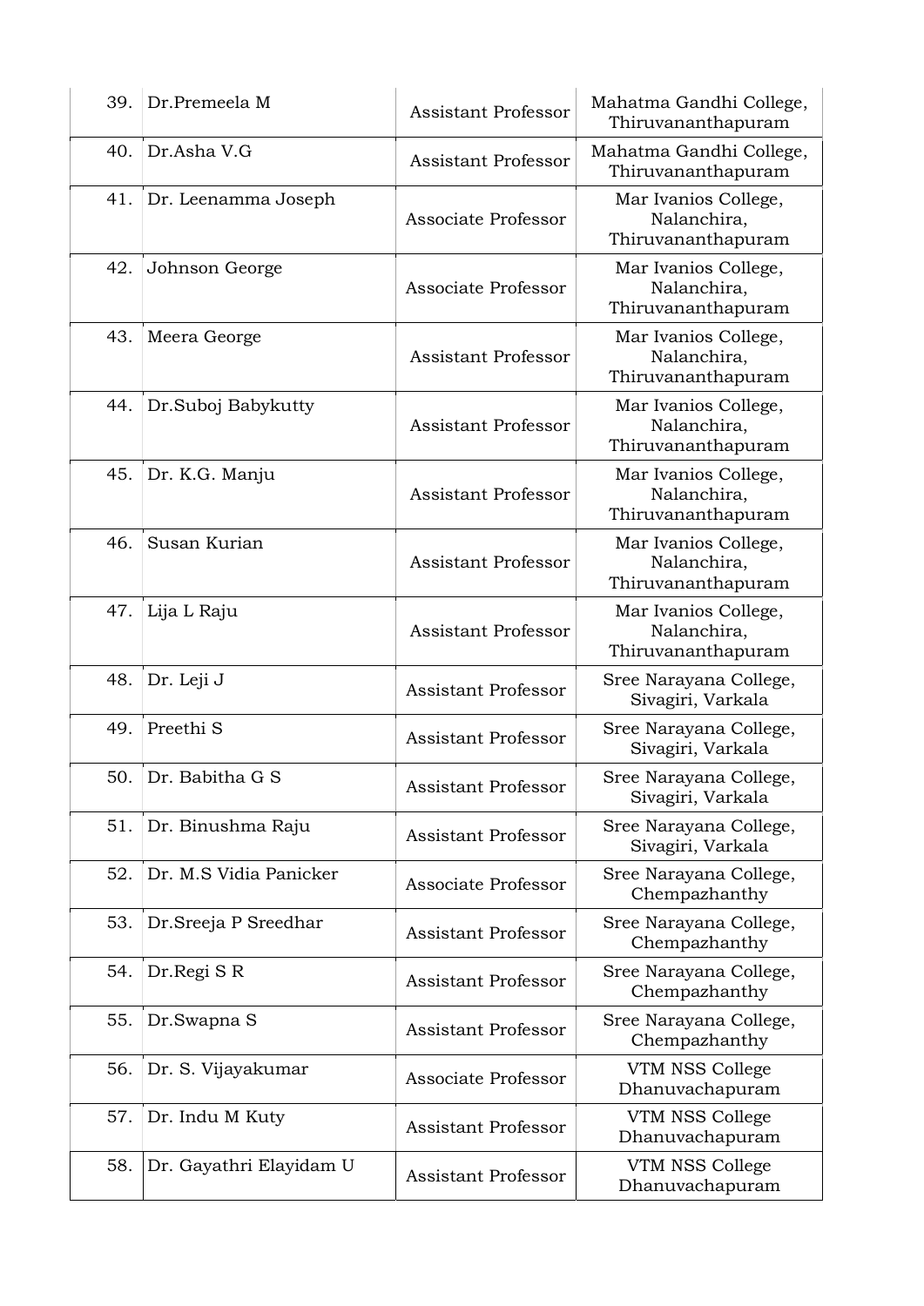| | | | |
|---|---|---|---|
| 39. | Dr.Premeela M | Assistant Professor | Mahatma Gandhi College, Thiruvananthapuram |
| 40. | Dr.Asha V.G | Assistant Professor | Mahatma Gandhi College, Thiruvananthapuram |
| 41. | Dr. Leenamma Joseph | Associate Professor | Mar Ivanios College, Nalanchira, Thiruvananthapuram |
| 42. | Johnson George | Associate Professor | Mar Ivanios College, Nalanchira, Thiruvananthapuram |
| 43. | Meera George | Assistant Professor | Mar Ivanios College, Nalanchira, Thiruvananthapuram |
| 44. | Dr.Suboj Babykutty | Assistant Professor | Mar Ivanios College, Nalanchira, Thiruvananthapuram |
| 45. | Dr. K.G. Manju | Assistant Professor | Mar Ivanios College, Nalanchira, Thiruvananthapuram |
| 46. | Susan Kurian | Assistant Professor | Mar Ivanios College, Nalanchira, Thiruvananthapuram |
| 47. | Lija L Raju | Assistant Professor | Mar Ivanios College, Nalanchira, Thiruvananthapuram |
| 48. | Dr. Leji J | Assistant Professor | Sree Narayana College, Sivagiri, Varkala |
| 49. | Preethi S | Assistant Professor | Sree Narayana College, Sivagiri, Varkala |
| 50. | Dr. Babitha G S | Assistant Professor | Sree Narayana College, Sivagiri, Varkala |
| 51. | Dr. Binushma Raju | Assistant Professor | Sree Narayana College, Sivagiri, Varkala |
| 52. | Dr. M.S Vidia Panicker | Associate Professor | Sree Narayana College, Chempazhanthy |
| 53. | Dr.Sreeja P Sreedhar | Assistant Professor | Sree Narayana College, Chempazhanthy |
| 54. | Dr.Regi S R | Assistant Professor | Sree Narayana College, Chempazhanthy |
| 55. | Dr.Swapna S | Assistant Professor | Sree Narayana College, Chempazhanthy |
| 56. | Dr. S. Vijayakumar | Associate Professor | VTM NSS College Dhanuvachapuram |
| 57. | Dr. Indu M Kuty | Assistant Professor | VTM NSS College Dhanuvachapuram |
| 58. | Dr. Gayathri Elayidam U | Assistant Professor | VTM NSS College Dhanuvachapuram |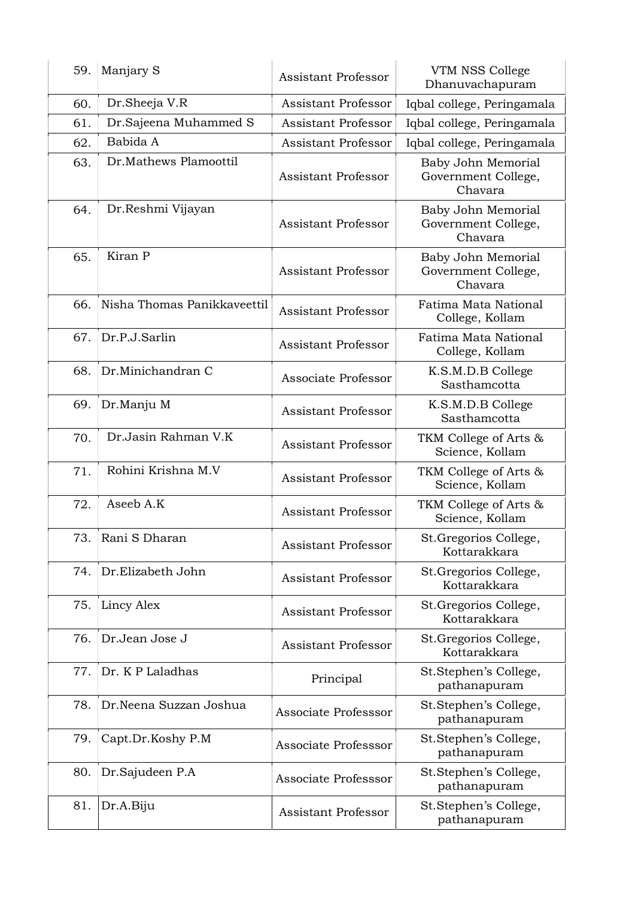| | | | |
|---|---|---|---|
| 59. | Manjary S | Assistant Professor | VTM NSS College Dhanuvachapuram |
| 60. | Dr.Sheeja V.R | Assistant Professor | Iqbal college, Peringamala |
| 61. | Dr.Sajeena Muhammed S | Assistant Professor | Iqbal college, Peringamala |
| 62. | Babida A | Assistant Professor | Iqbal college, Peringamala |
| 63. | Dr.Mathews Plamoottil | Assistant Professor | Baby John Memorial Government College, Chavara |
| 64. | Dr.Reshmi Vijayan | Assistant Professor | Baby John Memorial Government College, Chavara |
| 65. | Kiran P | Assistant Professor | Baby John Memorial Government College, Chavara |
| 66. | Nisha Thomas Panikkaveettil | Assistant Professor | Fatima Mata National College, Kollam |
| 67. | Dr.P.J.Sarlin | Assistant Professor | Fatima Mata National College, Kollam |
| 68. | Dr.Minichandran C | Associate Professor | K.S.M.D.B College Sasthamcotta |
| 69. | Dr.Manju M | Assistant Professor | K.S.M.D.B College Sasthamcotta |
| 70. | Dr.Jasin Rahman V.K | Assistant Professor | TKM College of Arts & Science, Kollam |
| 71. | Rohini Krishna M.V | Assistant Professor | TKM College of Arts & Science, Kollam |
| 72. | Aseeb A.K | Assistant Professor | TKM College of Arts & Science, Kollam |
| 73. | Rani S Dharan | Assistant Professor | St.Gregorios College, Kottarakkara |
| 74. | Dr.Elizabeth John | Assistant Professor | St.Gregorios College, Kottarakkara |
| 75. | Lincy Alex | Assistant Professor | St.Gregorios College, Kottarakkara |
| 76. | Dr.Jean Jose J | Assistant Professor | St.Gregorios College, Kottarakkara |
| 77. | Dr. K P Laladhas | Principal | St.Stephen's College, pathanapuram |
| 78. | Dr.Neena Suzzan Joshua | Associate Professsor | St.Stephen's College, pathanapuram |
| 79. | Capt.Dr.Koshy P.M | Associate Professsor | St.Stephen's College, pathanapuram |
| 80. | Dr.Sajudeen P.A | Associate Professsor | St.Stephen's College, pathanapuram |
| 81. | Dr.A.Biju | Assistant Professor | St.Stephen's College, pathanapuram |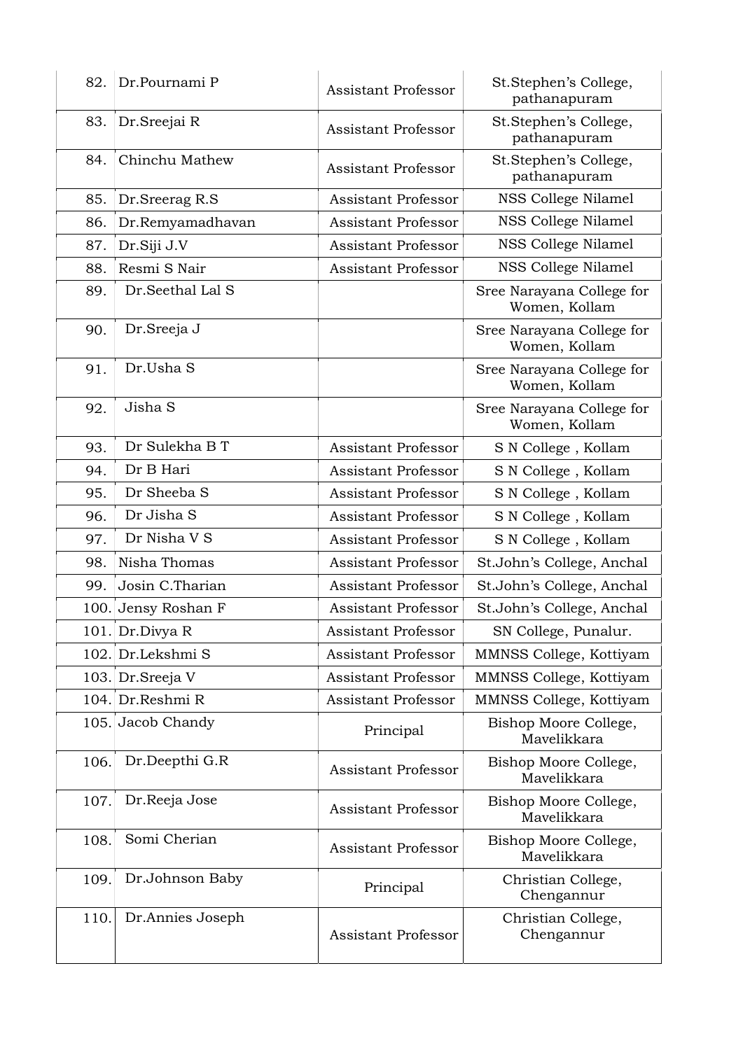| 82. | Dr.Pournami P | Assistant Professor | St.Stephen's College, pathanapuram |
|---|---|---|---|
| 83. | Dr.Sreejai R | Assistant Professor | St.Stephen's College, pathanapuram |
| 84. | Chinchu Mathew | Assistant Professor | St.Stephen's College, pathanapuram |
| 85. | Dr.Sreerag R.S | Assistant Professor | NSS College Nilamel |
| 86. | Dr.Remyamadhavan | Assistant Professor | NSS College Nilamel |
| 87. | Dr.Siji J.V | Assistant Professor | NSS College Nilamel |
| 88. | Resmi S Nair | Assistant Professor | NSS College Nilamel |
| 89. | Dr.Seethal Lal S | | Sree Narayana College for Women, Kollam |
| 90. | Dr.Sreeja J | | Sree Narayana College for Women, Kollam |
| 91. | Dr.Usha S | | Sree Narayana College for Women, Kollam |
| 92. | Jisha S | | Sree Narayana College for Women, Kollam |
| 93. | Dr Sulekha B T | Assistant Professor | S N College , Kollam |
| 94. | Dr B Hari | Assistant Professor | S N College , Kollam |
| 95. | Dr Sheeba S | Assistant Professor | S N College , Kollam |
| 96. | Dr Jisha S | Assistant Professor | S N College , Kollam |
| 97. | Dr Nisha V S | Assistant Professor | S N College , Kollam |
| 98. | Nisha Thomas | Assistant Professor | St.John's College, Anchal |
| 99. | Josin C.Tharian | Assistant Professor | St.John's College, Anchal |
| 100. | Jensy Roshan F | Assistant Professor | St.John's College, Anchal |
| 101. | Dr.Divya R | Assistant Professor | SN College, Punalur. |
| 102. | Dr.Lekshmi S | Assistant Professor | MMNSS College, Kottiyam |
| 103. | Dr.Sreeja V | Assistant Professor | MMNSS College, Kottiyam |
| 104. | Dr.Reshmi R | Assistant Professor | MMNSS College, Kottiyam |
| 105. | Jacob Chandy | Principal | Bishop Moore College, Mavelikkara |
| 106. | Dr.Deepthi G.R | Assistant Professor | Bishop Moore College, Mavelikkara |
| 107. | Dr.Reeja Jose | Assistant Professor | Bishop Moore College, Mavelikkara |
| 108. | Somi Cherian | Assistant Professor | Bishop Moore College, Mavelikkara |
| 109. | Dr.Johnson Baby | Principal | Christian College, Chengannur |
| 110. | Dr.Annies Joseph | Assistant Professor | Christian College, Chengannur |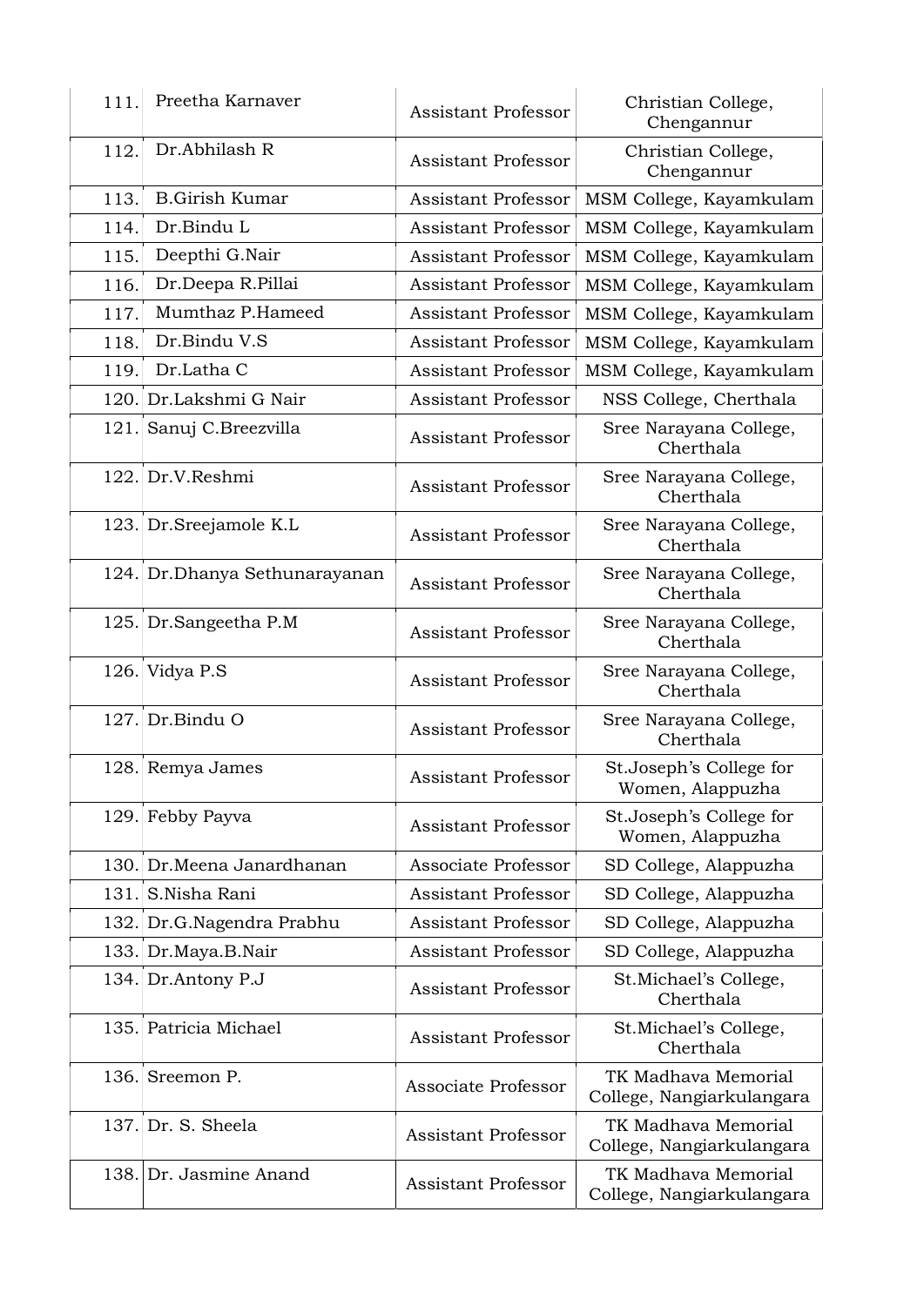| | | | |
|---|---|---|---|
| 111. | Preetha Karnaver | Assistant Professor | Christian College, Chengannur |
| 112. | Dr.Abhilash R | Assistant Professor | Christian College, Chengannur |
| 113. | B.Girish Kumar | Assistant Professor | MSM College, Kayamkulam |
| 114. | Dr.Bindu L | Assistant Professor | MSM College, Kayamkulam |
| 115. | Deepthi G.Nair | Assistant Professor | MSM College, Kayamkulam |
| 116. | Dr.Deepa R.Pillai | Assistant Professor | MSM College, Kayamkulam |
| 117. | Mumthaz P.Hameed | Assistant Professor | MSM College, Kayamkulam |
| 118. | Dr.Bindu V.S | Assistant Professor | MSM College, Kayamkulam |
| 119. | Dr.Latha C | Assistant Professor | MSM College, Kayamkulam |
| 120. | Dr.Lakshmi G Nair | Assistant Professor | NSS College, Cherthala |
| 121. | Sanuj C.Breezvilla | Assistant Professor | Sree Narayana College, Cherthala |
| 122. | Dr.V.Reshmi | Assistant Professor | Sree Narayana College, Cherthala |
| 123. | Dr.Sreejamole K.L | Assistant Professor | Sree Narayana College, Cherthala |
| 124. | Dr.Dhanya Sethunarayanan | Assistant Professor | Sree Narayana College, Cherthala |
| 125. | Dr.Sangeetha P.M | Assistant Professor | Sree Narayana College, Cherthala |
| 126. | Vidya P.S | Assistant Professor | Sree Narayana College, Cherthala |
| 127. | Dr.Bindu O | Assistant Professor | Sree Narayana College, Cherthala |
| 128. | Remya James | Assistant Professor | St.Joseph's College for Women, Alappuzha |
| 129. | Febby Payva | Assistant Professor | St.Joseph's College for Women, Alappuzha |
| 130. | Dr.Meena Janardhanan | Associate Professor | SD College, Alappuzha |
| 131. | S.Nisha Rani | Assistant Professor | SD College, Alappuzha |
| 132. | Dr.G.Nagendra Prabhu | Assistant Professor | SD College, Alappuzha |
| 133. | Dr.Maya.B.Nair | Assistant Professor | SD College, Alappuzha |
| 134. | Dr.Antony P.J | Assistant Professor | St.Michael's College, Cherthala |
| 135. | Patricia Michael | Assistant Professor | St.Michael's College, Cherthala |
| 136. | Sreemon P. | Associate Professor | TK Madhava Memorial College, Nangiarkulangara |
| 137. | Dr. S. Sheela | Assistant Professor | TK Madhava Memorial College, Nangiarkulangara |
| 138. | Dr. Jasmine Anand | Assistant Professor | TK Madhava Memorial College, Nangiarkulangara |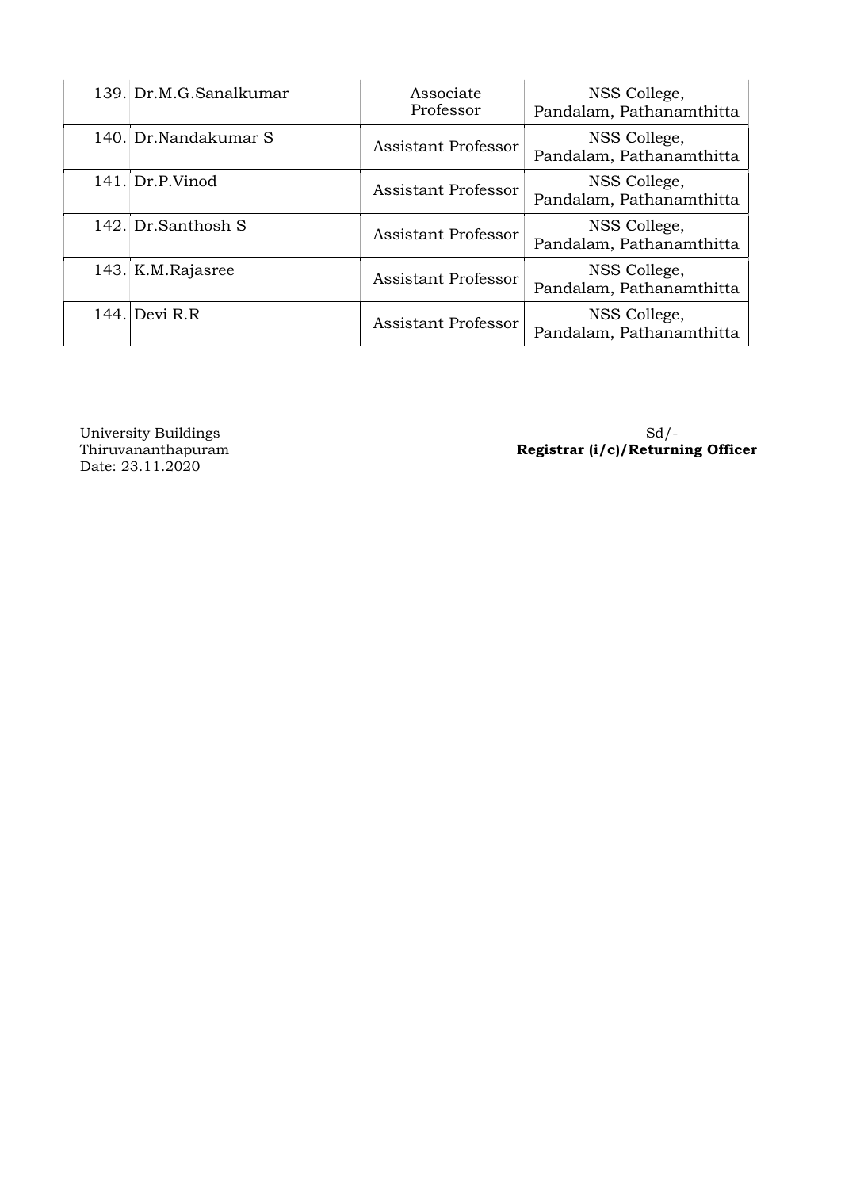| | | | |
|---|---|---|---|
| 139. | Dr.M.G.Sanalkumar | Associate Professor | NSS College, Pandalam, Pathanamthitta |
| 140. | Dr.Nandakumar S | Assistant Professor | NSS College, Pandalam, Pathanamthitta |
| 141. | Dr.P.Vinod | Assistant Professor | NSS College, Pandalam, Pathanamthitta |
| 142. | Dr.Santhosh S | Assistant Professor | NSS College, Pandalam, Pathanamthitta |
| 143. | K.M.Rajasree | Assistant Professor | NSS College, Pandalam, Pathanamthitta |
| 144. | Devi R.R | Assistant Professor | NSS College, Pandalam, Pathanamthitta |

University Buildings
Thiruvananthapuram
Date: 23.11.2020

Sd/-
**Registrar (i/c)/Returning Officer**